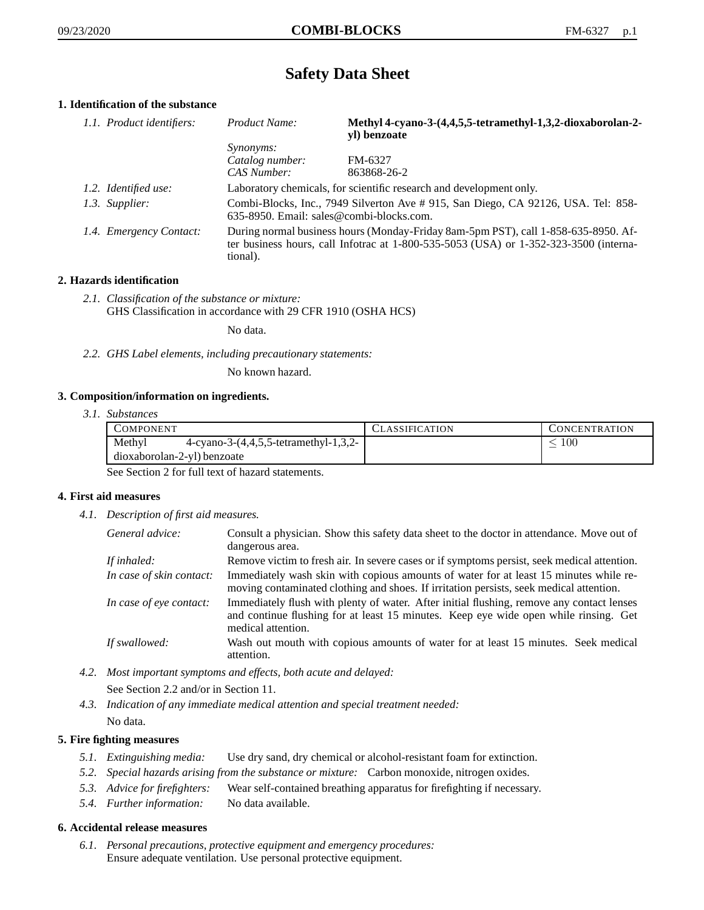# Safety Data Sheet

## 1. Identification of the substance

*1.1. Product identifiers:*

*Product Name:* **Methyl 4-cyano-3-(4,4,5,5-tetramethyl-1,3,2-dioxaborolan-2-yl) benzoate**

*Synonyms:*

*Catalog number:* FM-6327

*CAS Number:* 863868-26-2

*1.2. Identified use:* Laboratory chemicals, for scientific research and development only.

*1.3. Supplier:* Combi-Blocks, Inc., 7949 Silverton Ave # 915, San Diego, CA 92126, USA. Tel: 858-635-8950. Email: sales@combi-blocks.com.

*1.4. Emergency Contact:* During normal business hours (Monday-Friday 8am-5pm PST), call 1-858-635-8950. After business hours, call Infotrac at 1-800-535-5053 (USA) or 1-352-323-3500 (international).

## 2. Hazards identification

*2.1. Classification of the substance or mixture:*
GHS Classification in accordance with 29 CFR 1910 (OSHA HCS)

No data.

*2.2. GHS Label elements, including precautionary statements:*

No known hazard.

## 3. Composition/information on ingredients.

*3.1. Substances*

| COMPONENT | CLASSIFICATION | CONCENTRATION |
|---|---|---|
| Methyl 4-cyano-3-(4,4,5,5-tetramethyl-1,3,2-dioxaborolan-2-yl) benzoate | | $\leq 100$ |

See Section 2 for full text of hazard statements.

## 4. First aid measures

*4.1. Description of first aid measures.*

*General advice:* Consult a physician. Show this safety data sheet to the doctor in attendance. Move out of dangerous area.

*If inhaled:* Remove victim to fresh air. In severe cases or if symptoms persist, seek medical attention.

*In case of skin contact:* Immediately wash skin with copious amounts of water for at least 15 minutes while removing contaminated clothing and shoes. If irritation persists, seek medical attention.

*In case of eye contact:* Immediately flush with plenty of water. After initial flushing, remove any contact lenses and continue flushing for at least 15 minutes. Keep eye wide open while rinsing. Get medical attention.

*If swallowed:* Wash out mouth with copious amounts of water for at least 15 minutes. Seek medical attention.

*4.2. Most important symptoms and effects, both acute and delayed:*

See Section 2.2 and/or in Section 11.

*4.3. Indication of any immediate medical attention and special treatment needed:*

No data.

## 5. Fire fighting measures

*5.1. Extinguishing media:* Use dry sand, dry chemical or alcohol-resistant foam for extinction.

*5.2. Special hazards arising from the substance or mixture:* Carbon monoxide, nitrogen oxides.

*5.3. Advice for firefighters:* Wear self-contained breathing apparatus for firefighting if necessary.

*5.4. Further information:* No data available.

## 6. Accidental release measures

*6.1. Personal precautions, protective equipment and emergency procedures:*
Ensure adequate ventilation. Use personal protective equipment.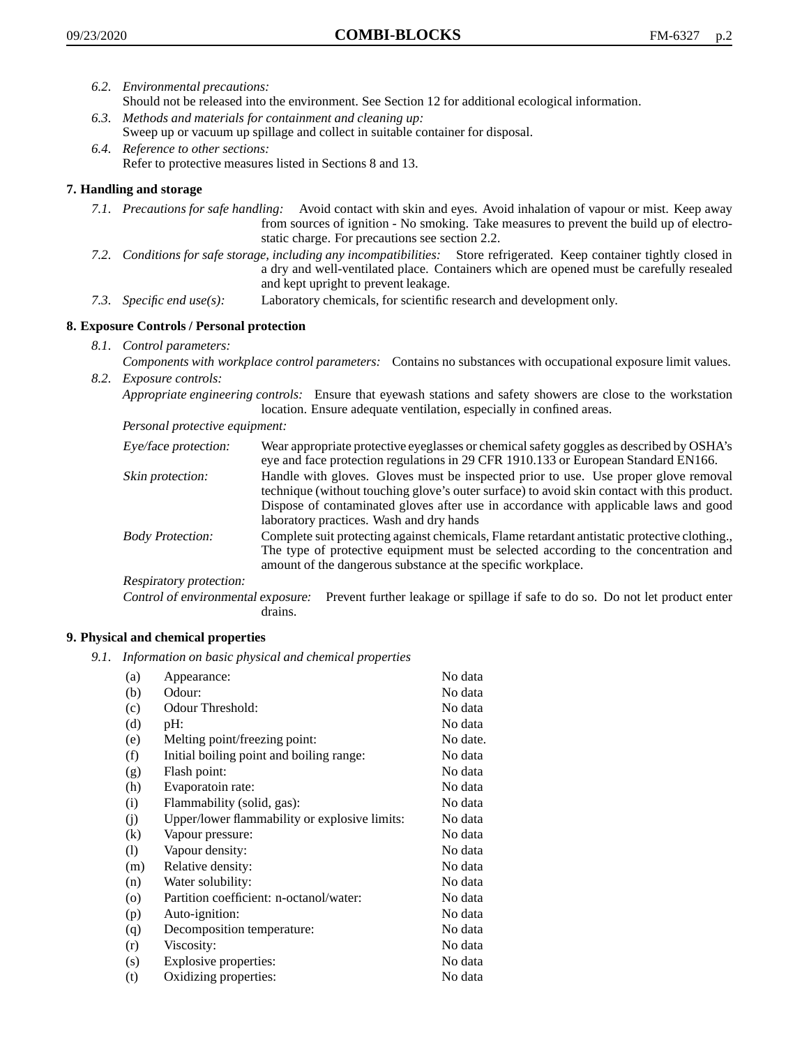*6.2. Environmental precautions:*
Should not be released into the environment. See Section 12 for additional ecological information.

*6.3. Methods and materials for containment and cleaning up:*
Sweep up or vacuum up spillage and collect in suitable container for disposal.

*6.4. Reference to other sections:*
Refer to protective measures listed in Sections 8 and 13.

## 7. Handling and storage

*7.1. Precautions for safe handling:* Avoid contact with skin and eyes. Avoid inhalation of vapour or mist. Keep away from sources of ignition - No smoking. Take measures to prevent the build up of electrostatic charge. For precautions see section 2.2.

*7.2. Conditions for safe storage, including any incompatibilities:* Store refrigerated. Keep container tightly closed in a dry and well-ventilated place. Containers which are opened must be carefully resealed and kept upright to prevent leakage.

*7.3. Specific end use(s):* Laboratory chemicals, for scientific research and development only.

## 8. Exposure Controls / Personal protection

*8.1. Control parameters:*
*Components with workplace control parameters:* Contains no substances with occupational exposure limit values.

*8.2. Exposure controls:*
*Appropriate engineering controls:* Ensure that eyewash stations and safety showers are close to the workstation location. Ensure adequate ventilation, especially in confined areas.

*Personal protective equipment:*

*Eye/face protection:* Wear appropriate protective eyeglasses or chemical safety goggles as described by OSHA's eye and face protection regulations in 29 CFR 1910.133 or European Standard EN166.

*Skin protection:* Handle with gloves. Gloves must be inspected prior to use. Use proper glove removal technique (without touching glove's outer surface) to avoid skin contact with this product. Dispose of contaminated gloves after use in accordance with applicable laws and good laboratory practices. Wash and dry hands

*Body Protection:* Complete suit protecting against chemicals, Flame retardant antistatic protective clothing., The type of protective equipment must be selected according to the concentration and amount of the dangerous substance at the specific workplace.

*Respiratory protection:*

*Control of environmental exposure:* Prevent further leakage or spillage if safe to do so. Do not let product enter drains.

## 9. Physical and chemical properties

*9.1. Information on basic physical and chemical properties*

| | | |
|---|---|---|
| (a) | Appearance: | No data |
| (b) | Odour: | No data |
| (c) | Odour Threshold: | No data |
| (d) | pH: | No data |
| (e) | Melting point/freezing point: | No date. |
| (f) | Initial boiling point and boiling range: | No data |
| (g) | Flash point: | No data |
| (h) | Evaporatoin rate: | No data |
| (i) | Flammability (solid, gas): | No data |
| (j) | Upper/lower flammability or explosive limits: | No data |
| (k) | Vapour pressure: | No data |
| (l) | Vapour density: | No data |
| (m) | Relative density: | No data |
| (n) | Water solubility: | No data |
| (o) | Partition coefficient: n-octanol/water: | No data |
| (p) | Auto-ignition: | No data |
| (q) | Decomposition temperature: | No data |
| (r) | Viscosity: | No data |
| (s) | Explosive properties: | No data |
| (t) | Oxidizing properties: | No data |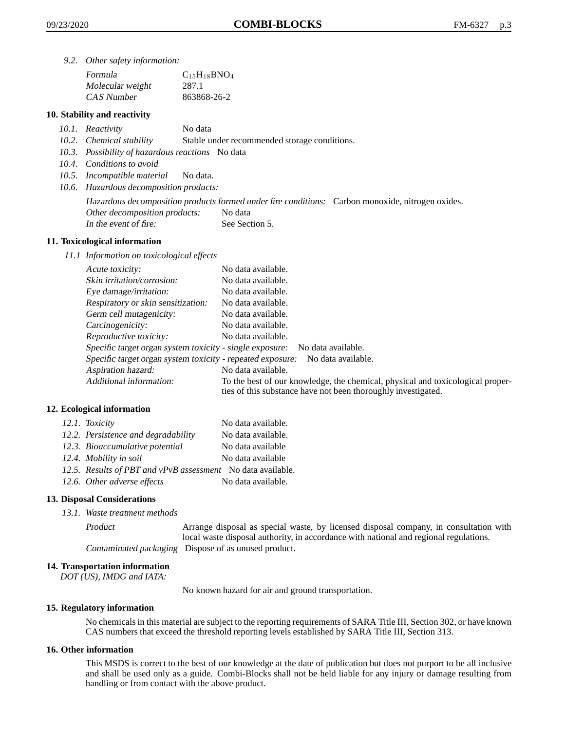*9.2. Other safety information:*

| | |
|---|---|
| *Formula* | $C_{15}H_{18}BNO_4$ |
| *Molecular weight* | 287.1 |
| *CAS Number* | 863868-26-2 |

## 10. Stability and reactivity

*10.1. Reactivity* No data

*10.2. Chemical stability* Stable under recommended storage conditions.

*10.3. Possibility of hazardous reactions* No data

*10.4. Conditions to avoid*

*10.5. Incompatible material* No data.

*10.6. Hazardous decomposition products:*

*Hazardous decomposition products formed under fire conditions:* Carbon monoxide, nitrogen oxides.

*Other decomposition products:* No data

*In the event of fire:* See Section 5.

## 11. Toxicological information

*11.1 Information on toxicological effects*

| | |
|---|---|
| *Acute toxicity:* | No data available. |
| *Skin irritation/corrosion:* | No data available. |
| *Eye damage/irritation:* | No data available. |
| *Respiratory or skin sensitization:* | No data available. |
| *Germ cell mutagenicity:* | No data available. |
| *Carcinogenicity:* | No data available. |
| *Reproductive toxicity:* | No data available. |
| *Specific target organ system toxicity - single exposure:* | No data available. |
| *Specific target organ system toxicity - repeated exposure:* | No data available. |
| *Aspiration hazard:* | No data available. |
| *Additional information:* | To the best of our knowledge, the chemical, physical and toxicological properties of this substance have not been thoroughly investigated. |

## 12. Ecological information

| | |
|---|---|
| *12.1. Toxicity* | No data available. |
| *12.2. Persistence and degradability* | No data available. |
| *12.3. Bioaccumulative potential* | No data available |
| *12.4. Mobility in soil* | No data available |
| *12.5. Results of PBT and vPvB assessment* | No data available. |
| *12.6. Other adverse effects* | No data available. |

## 13. Disposal Considerations

*13.1. Waste treatment methods*

*Product* Arrange disposal as special waste, by licensed disposal company, in consultation with local waste disposal authority, in accordance with national and regional regulations.

*Contaminated packaging* Dispose of as unused product.

## 14. Transportation information

*DOT (US), IMDG and IATA:*

No known hazard for air and ground transportation.

## 15. Regulatory information

No chemicals in this material are subject to the reporting requirements of SARA Title III, Section 302, or have known CAS numbers that exceed the threshold reporting levels established by SARA Title III, Section 313.

## 16. Other information

This MSDS is correct to the best of our knowledge at the date of publication but does not purport to be all inclusive and shall be used only as a guide. Combi-Blocks shall not be held liable for any injury or damage resulting from handling or from contact with the above product.